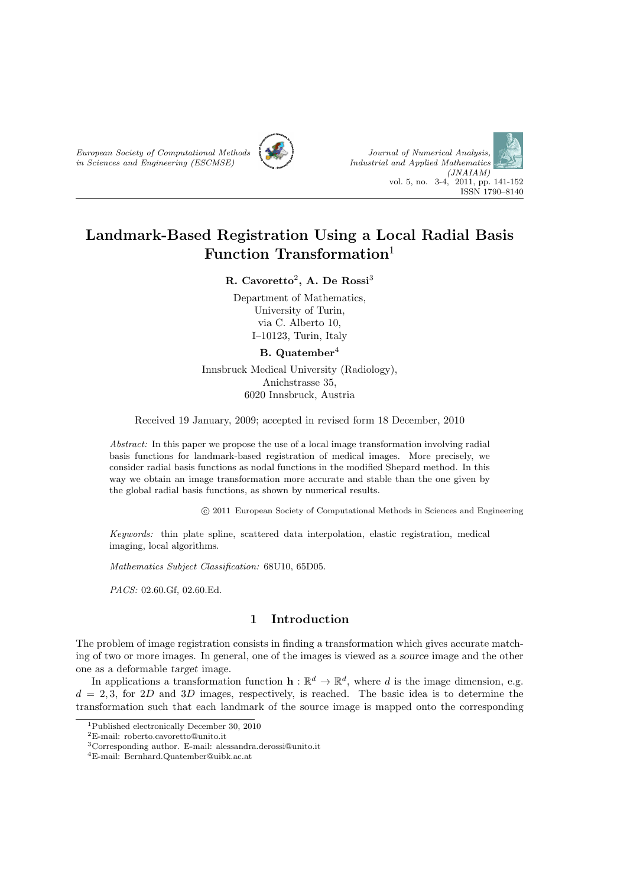# Landmark-Based Registration Using a Local Radial Basis Function Transformation[1]

**R. Cavoretto[2], A. De Rossi[3]**

Department of Mathematics,
University of Turin,
via C. Alberto 10,
I–10123, Turin, Italy

**B. Quatember[4]**

Innsbruck Medical University (Radiology),
Anichstrasse 35,
6020 Innsbruck, Austria

Received 19 January, 2009; accepted in revised form 18 December, 2010

*Abstract:* In this paper we propose the use of a local image transformation involving radial basis functions for landmark-based registration of medical images. More precisely, we consider radial basis functions as nodal functions in the modified Shepard method. In this way we obtain an image transformation more accurate and stable than the one given by the global radial basis functions, as shown by numerical results.

© 2011 European Society of Computational Methods in Sciences and Engineering

*Keywords:* thin plate spline, scattered data interpolation, elastic registration, medical imaging, local algorithms.

*Mathematics Subject Classification:* 68U10, 65D05.

*PACS:* 02.60.Gf, 02.60.Ed.

## 1 Introduction

The problem of image registration consists in finding a transformation which gives accurate matching of two or more images. In general, one of the images is viewed as a *source* image and the other one as a deformable *target* image.

In applications a transformation function $\mathbf{h} : \mathbb{R}^d \to \mathbb{R}^d$, where $d$ is the image dimension, e.g. $d = 2, 3$, for $2D$ and $3D$ images, respectively, is reached. The basic idea is to determine the transformation such that each landmark of the source image is mapped onto the corresponding

---

[1] Published electronically December 30, 2010

[2] E-mail: roberto.cavoretto@unito.it

[3] Corresponding author. E-mail: alessandra.derossi@unito.it

[4] E-mail: Bernhard.Quatember@uibk.ac.at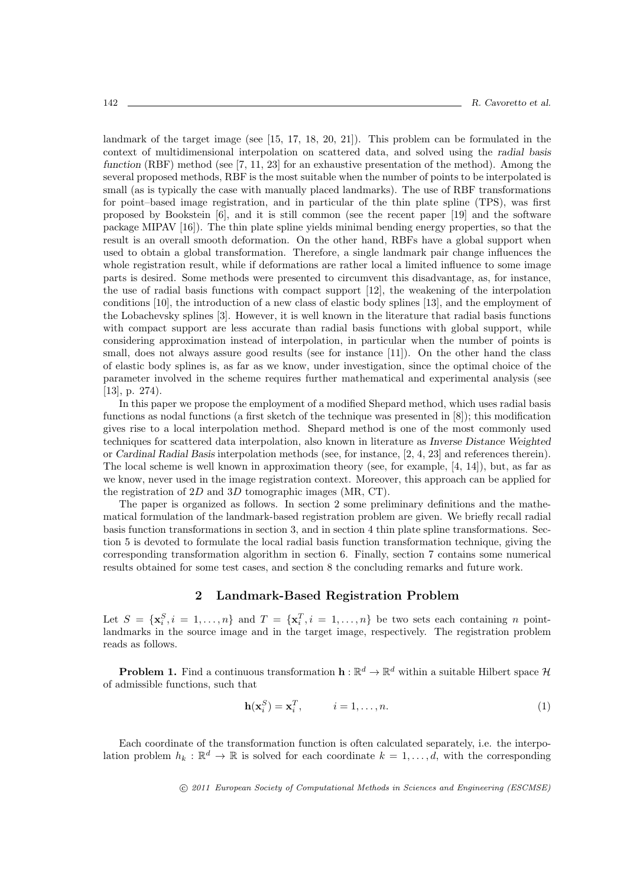landmark of the target image (see [15, 17, 18, 20, 21]). This problem can be formulated in the context of multidimensional interpolation on scattered data, and solved using the *radial basis function* (RBF) method (see [7, 11, 23] for an exhaustive presentation of the method). Among the several proposed methods, RBF is the most suitable when the number of points to be interpolated is small (as is typically the case with manually placed landmarks). The use of RBF transformations for point–based image registration, and in particular of the thin plate spline (TPS), was first proposed by Bookstein [6], and it is still common (see the recent paper [19] and the software package MIPAV [16]). The thin plate spline yields minimal bending energy properties, so that the result is an overall smooth deformation. On the other hand, RBFs have a global support when used to obtain a global transformation. Therefore, a single landmark pair change influences the whole registration result, while if deformations are rather local a limited influence to some image parts is desired. Some methods were presented to circumvent this disadvantage, as, for instance, the use of radial basis functions with compact support [12], the weakening of the interpolation conditions [10], the introduction of a new class of elastic body splines [13], and the employment of the Lobachevsky splines [3]. However, it is well known in the literature that radial basis functions with compact support are less accurate than radial basis functions with global support, while considering approximation instead of interpolation, in particular when the number of points is small, does not always assure good results (see for instance [11]). On the other hand the class of elastic body splines is, as far as we know, under investigation, since the optimal choice of the parameter involved in the scheme requires further mathematical and experimental analysis (see [13], p. 274).

In this paper we propose the employment of a modified Shepard method, which uses radial basis functions as nodal functions (a first sketch of the technique was presented in [8]); this modification gives rise to a local interpolation method. Shepard method is one of the most commonly used techniques for scattered data interpolation, also known in literature as *Inverse Distance Weighted* or *Cardinal Radial Basis* interpolation methods (see, for instance, [2, 4, 23] and references therein). The local scheme is well known in approximation theory (see, for example, [4, 14]), but, as far as we know, never used in the image registration context. Moreover, this approach can be applied for the registration of $2D$ and $3D$ tomographic images (MR, CT).

The paper is organized as follows. In section 2 some preliminary definitions and the mathematical formulation of the landmark-based registration problem are given. We briefly recall radial basis function transformations in section 3, and in section 4 thin plate spline transformations. Section 5 is devoted to formulate the local radial basis function transformation technique, giving the corresponding transformation algorithm in section 6. Finally, section 7 contains some numerical results obtained for some test cases, and section 8 the concluding remarks and future work.

## 2 Landmark-Based Registration Problem

Let $S = \{\mathbf{x}_i^S, i = 1, \ldots, n\}$ and $T = \{\mathbf{x}_i^T, i = 1, \ldots, n\}$ be two sets each containing $n$ point-landmarks in the source image and in the target image, respectively. The registration problem reads as follows.

**Problem 1.** Find a continuous transformation $\mathbf{h} : \mathbb{R}^d \to \mathbb{R}^d$ within a suitable Hilbert space $\mathcal{H}$ of admissible functions, such that

$$\mathbf{h}(\mathbf{x}_i^S) = \mathbf{x}_i^T, \qquad i = 1, \ldots, n. \tag{1}$$

Each coordinate of the transformation function is often calculated separately, i.e. the interpolation problem $h_k : \mathbb{R}^d \to \mathbb{R}$ is solved for each coordinate $k = 1, \ldots, d$, with the corresponding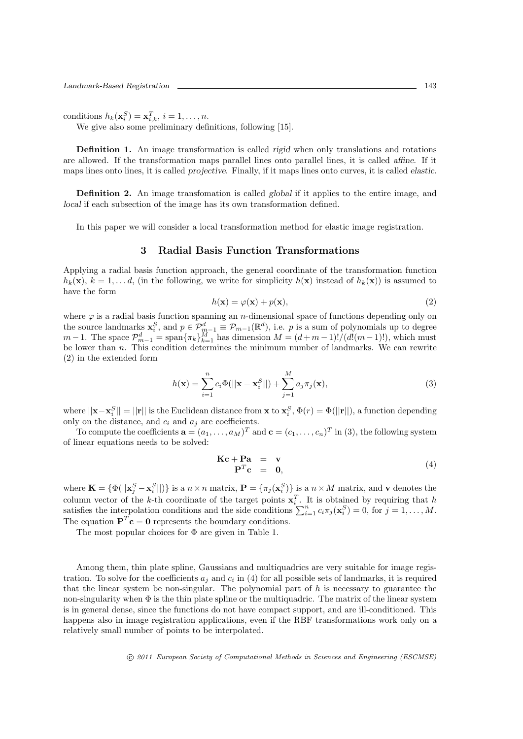conditions $h_k(\mathbf{x}_i^S) = \mathbf{x}_{i,k}^T$, $i = 1, \ldots, n$.

We give also some preliminary definitions, following [15].

**Definition 1.** An image transformation is called *rigid* when only translations and rotations are allowed. If the transformation maps parallel lines onto parallel lines, it is called *affine*. If it maps lines onto lines, it is called *projective*. Finally, if it maps lines onto curves, it is called *elastic*.

**Definition 2.** An image transfomation is called *global* if it applies to the entire image, and *local* if each subsection of the image has its own transformation defined.

In this paper we will consider a local transformation method for elastic image registration.

## 3 Radial Basis Function Transformations

Applying a radial basis function approach, the general coordinate of the transformation function $h_k(\mathbf{x})$, $k = 1, \ldots d$, (in the following, we write for simplicity $h(\mathbf{x})$ instead of $h_k(\mathbf{x})$) is assumed to have the form

$$h(\mathbf{x}) = \varphi(\mathbf{x}) + p(\mathbf{x}), \tag{2}$$

where $\varphi$ is a radial basis function spanning an $n$-dimensional space of functions depending only on the source landmarks $\mathbf{x}_i^S$, and $p \in \mathcal{P}_{m-1}^d \equiv \mathcal{P}_{m-1}(\mathbb{R}^d)$, i.e. $p$ is a sum of polynomials up to degree $m-1$. The space $\mathcal{P}_{m-1}^d = \text{span}\{\pi_k\}_{k=1}^M$ has dimension $M = (d+m-1)!/(d!(m-1)!)$, which must be lower than $n$. This condition determines the minimum number of landmarks. We can rewrite (2) in the extended form

$$h(\mathbf{x}) = \sum_{i=1}^{n} c_i \Phi(||\mathbf{x} - \mathbf{x}_i^S||) + \sum_{j=1}^{M} a_j \pi_j(\mathbf{x}), \tag{3}$$

where $||\mathbf{x} - \mathbf{x}_i^S|| = ||\mathbf{r}||$ is the Euclidean distance from $\mathbf{x}$ to $\mathbf{x}_i^S$, $\Phi(r) = \Phi(||\mathbf{r}||)$, a function depending only on the distance, and $c_i$ and $a_j$ are coefficients.

To compute the coefficients $\mathbf{a} = (a_1, \ldots, a_M)^T$ and $\mathbf{c} = (c_1, \ldots, c_n)^T$ in (3), the following system of linear equations needs to be solved:

$$\begin{aligned} \mathbf{Kc} + \mathbf{Pa} &= \mathbf{v} \\ \mathbf{P}^T\mathbf{c} &= \mathbf{0}, \end{aligned} \tag{4}$$

where $\mathbf{K} = \{\Phi(||\mathbf{x}_j^S - \mathbf{x}_i^S||)\}$ is a $n \times n$ matrix, $\mathbf{P} = \{\pi_j(\mathbf{x}_i^S)\}$ is a $n \times M$ matrix, and $\mathbf{v}$ denotes the column vector of the $k$-th coordinate of the target points $\mathbf{x}_i^T$. It is obtained by requiring that $h$ satisfies the interpolation conditions and the side conditions $\sum_{i=1}^n c_i \pi_j(\mathbf{x}_i^S) = 0$, for $j = 1, \ldots, M$. The equation $\mathbf{P}^T\mathbf{c} = \mathbf{0}$ represents the boundary conditions.

The most popular choices for $\Phi$ are given in Table 1.

Among them, thin plate spline, Gaussians and multiquadrics are very suitable for image registration. To solve for the coefficients $a_j$ and $c_i$ in (4) for all possible sets of landmarks, it is required that the linear system be non-singular. The polynomial part of $h$ is necessary to guarantee the non-singularity when $\Phi$ is the thin plate spline or the multiquadric. The matrix of the linear system is in general dense, since the functions do not have compact support, and are ill-conditioned. This happens also in image registration applications, even if the RBF transformations work only on a relatively small number of points to be interpolated.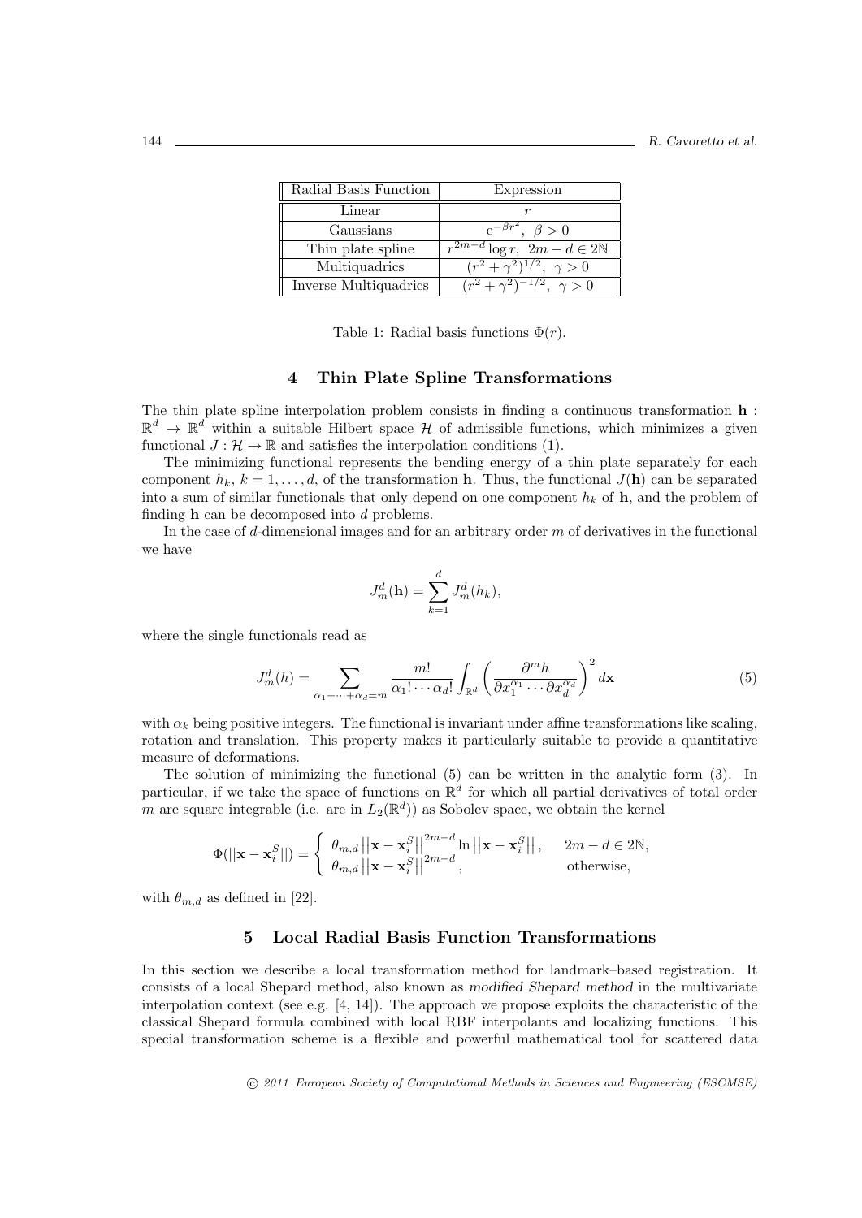| Radial Basis Function | Expression |
|---|---|
| Linear | $r$ |
| Gaussians | $\mathrm{e}^{-\beta r^2},\ \beta > 0$ |
| Thin plate spline | $r^{2m-d} \log r,\ 2m - d \in 2\mathbb{N}$ |
| Multiquadrics | $(r^2 + \gamma^2)^{1/2},\ \gamma > 0$ |
| Inverse Multiquadrics | $(r^2 + \gamma^2)^{-1/2},\ \gamma > 0$ |

Table 1: Radial basis functions $\Phi(r)$.

## 4 Thin Plate Spline Transformations

The thin plate spline interpolation problem consists in finding a continuous transformation $\mathbf{h} : \mathbb{R}^d \to \mathbb{R}^d$ within a suitable Hilbert space $\mathcal{H}$ of admissible functions, which minimizes a given functional $J : \mathcal{H} \to \mathbb{R}$ and satisfies the interpolation conditions (1).

The minimizing functional represents the bending energy of a thin plate separately for each component $h_k$, $k = 1, \ldots, d$, of the transformation $\mathbf{h}$. Thus, the functional $J(\mathbf{h})$ can be separated into a sum of similar functionals that only depend on one component $h_k$ of $\mathbf{h}$, and the problem of finding $\mathbf{h}$ can be decomposed into $d$ problems.

In the case of $d$-dimensional images and for an arbitrary order $m$ of derivatives in the functional we have

$$J_m^d(\mathbf{h}) = \sum_{k=1}^{d} J_m^d(h_k),$$

where the single functionals read as

$$J_m^d(h) = \sum_{\alpha_1+\cdots+\alpha_d=m} \frac{m!}{\alpha_1! \cdots \alpha_d!} \int_{\mathbb{R}^d} \left( \frac{\partial^m h}{\partial x_1^{\alpha_1} \cdots \partial x_d^{\alpha_d}} \right)^2 d\mathbf{x} \tag{5}$$

with $\alpha_k$ being positive integers. The functional is invariant under affine transformations like scaling, rotation and translation. This property makes it particularly suitable to provide a quantitative measure of deformations.

The solution of minimizing the functional (5) can be written in the analytic form (3). In particular, if we take the space of functions on $\mathbb{R}^d$ for which all partial derivatives of total order $m$ are square integrable (i.e. are in $L_2(\mathbb{R}^d)$) as Sobolev space, we obtain the kernel

$$\Phi(||\mathbf{x} - \mathbf{x}_i^S||) = \begin{cases} \theta_{m,d} \left|\left|\mathbf{x} - \mathbf{x}_i^S\right|\right|^{2m-d} \ln \left|\left|\mathbf{x} - \mathbf{x}_i^S\right|\right|, & 2m - d \in 2\mathbb{N}, \\ \theta_{m,d} \left|\left|\mathbf{x} - \mathbf{x}_i^S\right|\right|^{2m-d}, & \text{otherwise,} \end{cases}$$

with $\theta_{m,d}$ as defined in [22].

## 5 Local Radial Basis Function Transformations

In this section we describe a local transformation method for landmark–based registration. It consists of a local Shepard method, also known as *modified Shepard method* in the multivariate interpolation context (see e.g. [4, 14]). The approach we propose exploits the characteristic of the classical Shepard formula combined with local RBF interpolants and localizing functions. This special transformation scheme is a flexible and powerful mathematical tool for scattered data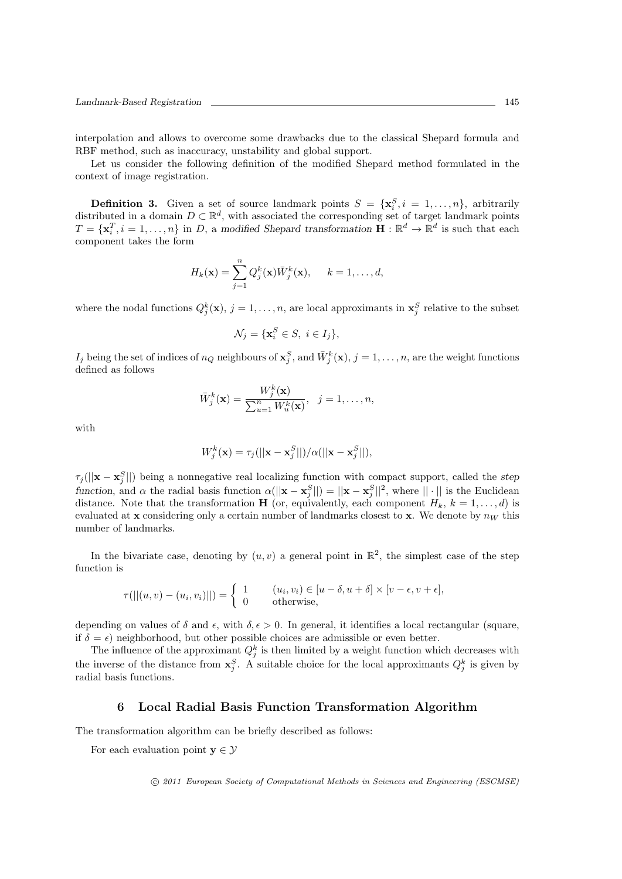interpolation and allows to overcome some drawbacks due to the classical Shepard formula and RBF method, such as inaccuracy, unstability and global support.

Let us consider the following definition of the modified Shepard method formulated in the context of image registration.

**Definition 3.** Given a set of source landmark points $S = \{\mathbf{x}_i^S, i = 1, \ldots, n\}$, arbitrarily distributed in a domain $D \subset \mathbb{R}^d$, with associated the corresponding set of target landmark points $T = \{\mathbf{x}_i^T, i = 1, \ldots, n\}$ in $D$, a *modified Shepard transformation* $\mathbf{H} : \mathbb{R}^d \to \mathbb{R}^d$ is such that each component takes the form

$$H_k(\mathbf{x}) = \sum_{j=1}^{n} Q_j^k(\mathbf{x}) \bar{W}_j^k(\mathbf{x}), \quad k = 1, \ldots, d,$$

where the nodal functions $Q_j^k(\mathbf{x})$, $j = 1, \ldots, n$, are local approximants in $\mathbf{x}_j^S$ relative to the subset

$$\mathcal{N}_j = \{\mathbf{x}_i^S \in S, \ i \in I_j\},$$

$I_j$ being the set of indices of $n_Q$ neighbours of $\mathbf{x}_j^S$, and $\bar{W}_j^k(\mathbf{x})$, $j = 1, \ldots, n$, are the weight functions defined as follows

$$\bar{W}_j^k(\mathbf{x}) = \frac{W_j^k(\mathbf{x})}{\sum_{u=1}^{n} W_u^k(\mathbf{x})}, \quad j = 1, \ldots, n,$$

with

$$W_j^k(\mathbf{x}) = \tau_j(||\mathbf{x} - \mathbf{x}_j^S||)/\alpha(||\mathbf{x} - \mathbf{x}_j^S||),$$

$\tau_j(||\mathbf{x} - \mathbf{x}_j^S||)$ being a nonnegative real localizing function with compact support, called the *step function*, and $\alpha$ the radial basis function $\alpha(||\mathbf{x} - \mathbf{x}_j^S||) = ||\mathbf{x} - \mathbf{x}_j^S||^2$, where $||\cdot||$ is the Euclidean distance. Note that the transformation $\mathbf{H}$ (or, equivalently, each component $H_k$, $k = 1, \ldots, d$) is evaluated at $\mathbf{x}$ considering only a certain number of landmarks closest to $\mathbf{x}$. We denote by $n_W$ this number of landmarks.

In the bivariate case, denoting by $(u, v)$ a general point in $\mathbb{R}^2$, the simplest case of the step function is

$$\tau(||(u, v) - (u_i, v_i)||) = \begin{cases} 1 & (u_i, v_i) \in [u - \delta, u + \delta] \times [v - \epsilon, v + \epsilon], \\ 0 & \text{otherwise}, \end{cases}$$

depending on values of $\delta$ and $\epsilon$, with $\delta, \epsilon > 0$. In general, it identifies a local rectangular (square, if $\delta = \epsilon$) neighborhood, but other possible choices are admissible or even better.

The influence of the approximant $Q_j^k$ is then limited by a weight function which decreases with the inverse of the distance from $\mathbf{x}_j^S$. A suitable choice for the local approximants $Q_j^k$ is given by radial basis functions.

## 6 Local Radial Basis Function Transformation Algorithm

The transformation algorithm can be briefly described as follows:

For each evaluation point $\mathbf{y} \in \mathcal{Y}$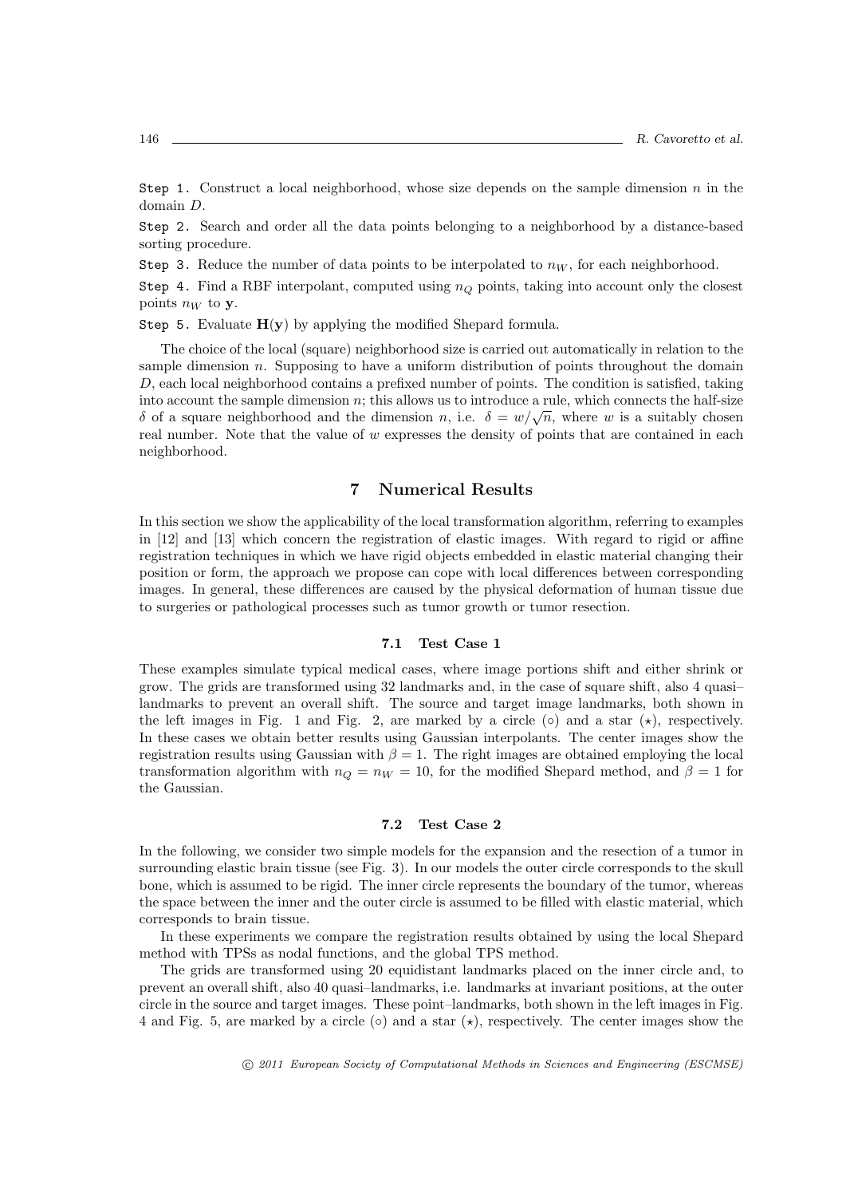Step 1. Construct a local neighborhood, whose size depends on the sample dimension $n$ in the domain $D$.

Step 2. Search and order all the data points belonging to a neighborhood by a distance-based sorting procedure.

Step 3. Reduce the number of data points to be interpolated to $n_W$, for each neighborhood.

Step 4. Find a RBF interpolant, computed using $n_Q$ points, taking into account only the closest points $n_W$ to $\mathbf{y}$.

Step 5. Evaluate $\mathbf{H}(\mathbf{y})$ by applying the modified Shepard formula.

The choice of the local (square) neighborhood size is carried out automatically in relation to the sample dimension $n$. Supposing to have a uniform distribution of points throughout the domain $D$, each local neighborhood contains a prefixed number of points. The condition is satisfied, taking into account the sample dimension $n$; this allows us to introduce a rule, which connects the half-size $\delta$ of a square neighborhood and the dimension $n$, i.e. $\delta = w/\sqrt{n}$, where $w$ is a suitably chosen real number. Note that the value of $w$ expresses the density of points that are contained in each neighborhood.

## 7 Numerical Results

In this section we show the applicability of the local transformation algorithm, referring to examples in [12] and [13] which concern the registration of elastic images. With regard to rigid or affine registration techniques in which we have rigid objects embedded in elastic material changing their position or form, the approach we propose can cope with local differences between corresponding images. In general, these differences are caused by the physical deformation of human tissue due to surgeries or pathological processes such as tumor growth or tumor resection.

### 7.1 Test Case 1

These examples simulate typical medical cases, where image portions shift and either shrink or grow. The grids are transformed using 32 landmarks and, in the case of square shift, also 4 quasi–landmarks to prevent an overall shift. The source and target image landmarks, both shown in the left images in Fig. 1 and Fig. 2, are marked by a circle ($\circ$) and a star ($\star$), respectively. In these cases we obtain better results using Gaussian interpolants. The center images show the registration results using Gaussian with $\beta = 1$. The right images are obtained employing the local transformation algorithm with $n_Q = n_W = 10$, for the modified Shepard method, and $\beta = 1$ for the Gaussian.

### 7.2 Test Case 2

In the following, we consider two simple models for the expansion and the resection of a tumor in surrounding elastic brain tissue (see Fig. 3). In our models the outer circle corresponds to the skull bone, which is assumed to be rigid. The inner circle represents the boundary of the tumor, whereas the space between the inner and the outer circle is assumed to be filled with elastic material, which corresponds to brain tissue.

In these experiments we compare the registration results obtained by using the local Shepard method with TPSs as nodal functions, and the global TPS method.

The grids are transformed using 20 equidistant landmarks placed on the inner circle and, to prevent an overall shift, also 40 quasi–landmarks, i.e. landmarks at invariant positions, at the outer circle in the source and target images. These point–landmarks, both shown in the left images in Fig. 4 and Fig. 5, are marked by a circle ($\circ$) and a star ($\star$), respectively. The center images show the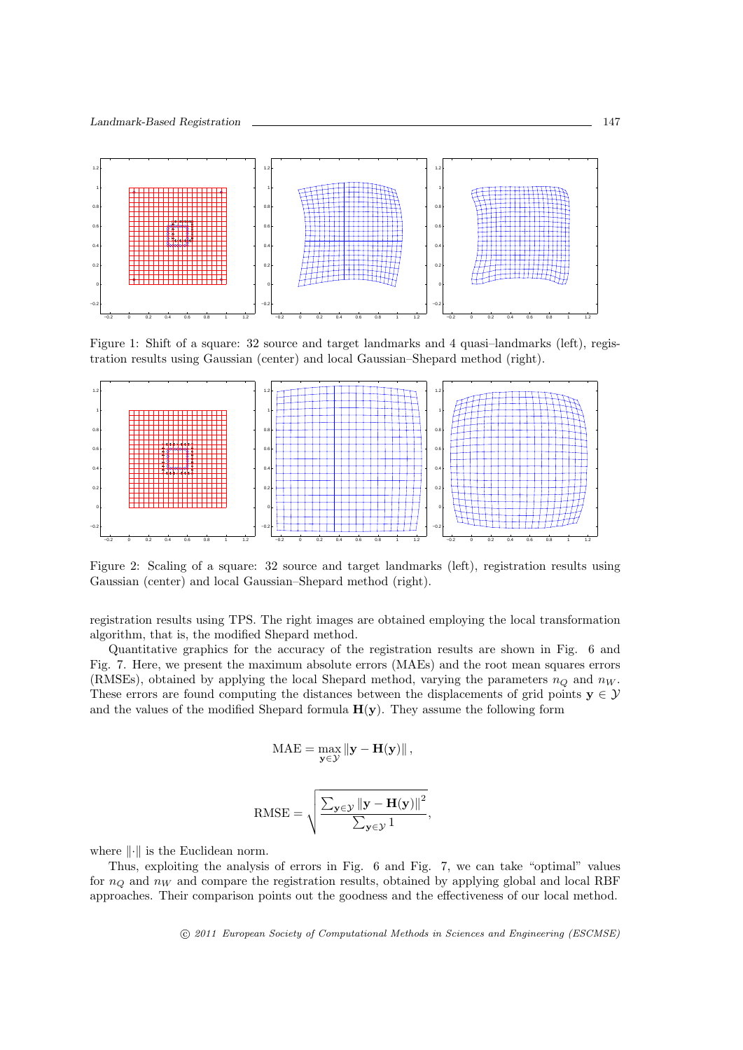Figure 1: Shift of a square: 32 source and target landmarks and 4 quasi–landmarks (left), registration results using Gaussian (center) and local Gaussian–Shepard method (right).

Figure 2: Scaling of a square: 32 source and target landmarks (left), registration results using Gaussian (center) and local Gaussian–Shepard method (right).

registration results using TPS. The right images are obtained employing the local transformation algorithm, that is, the modified Shepard method.

Quantitative graphics for the accuracy of the registration results are shown in Fig. 6 and Fig. 7. Here, we present the maximum absolute errors (MAEs) and the root mean squares errors (RMSEs), obtained by applying the local Shepard method, varying the parameters $n_Q$ and $n_W$. These errors are found computing the distances between the displacements of grid points $\mathbf{y} \in \mathcal{Y}$ and the values of the modified Shepard formula $\mathbf{H}(\mathbf{y})$. They assume the following form

$$\text{MAE} = \max_{\mathbf{y} \in \mathcal{Y}} \|\mathbf{y} - \mathbf{H}(\mathbf{y})\|,$$

$$\text{RMSE} = \sqrt{\frac{\sum_{\mathbf{y} \in \mathcal{Y}} \|\mathbf{y} - \mathbf{H}(\mathbf{y})\|^2}{\sum_{\mathbf{y} \in \mathcal{Y}} 1}},$$

where $\|\cdot\|$ is the Euclidean norm.

Thus, exploiting the analysis of errors in Fig. 6 and Fig. 7, we can take "optimal" values for $n_Q$ and $n_W$ and compare the registration results, obtained by applying global and local RBF approaches. Their comparison points out the goodness and the effectiveness of our local method.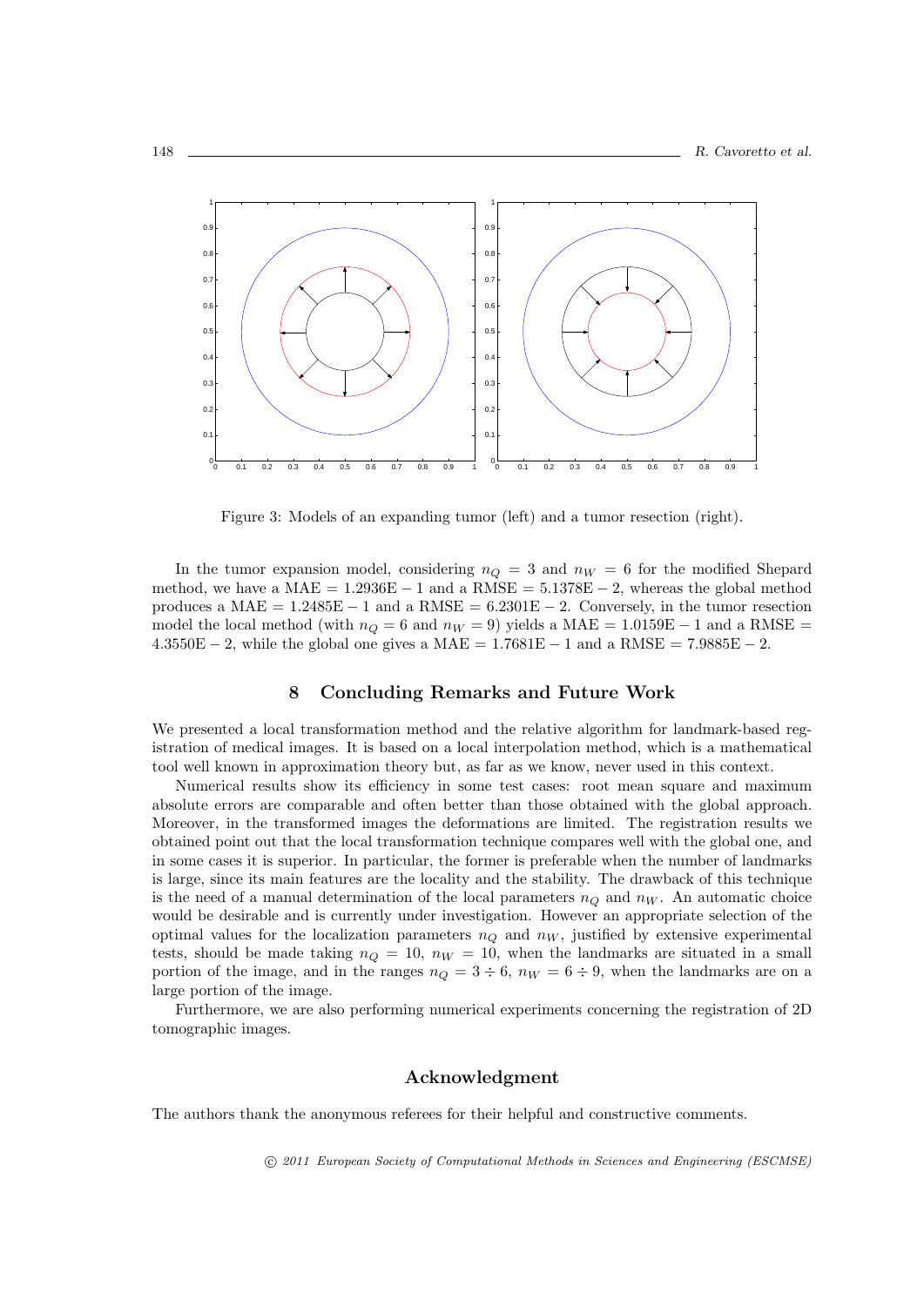Figure 3: Models of an expanding tumor (left) and a tumor resection (right).

In the tumor expansion model, considering $n_Q = 3$ and $n_W = 6$ for the modified Shepard method, we have a MAE $= 1.2936\text{E}-1$ and a RMSE $= 5.1378\text{E}-2$, whereas the global method produces a MAE $= 1.2485\text{E}-1$ and a RMSE $= 6.2301\text{E}-2$. Conversely, in the tumor resection model the local method (with $n_Q = 6$ and $n_W = 9$) yields a MAE $= 1.0159\text{E}-1$ and a RMSE $= 4.3550\text{E}-2$, while the global one gives a MAE $= 1.7681\text{E}-1$ and a RMSE $= 7.9885\text{E}-2$.

## 8 Concluding Remarks and Future Work

We presented a local transformation method and the relative algorithm for landmark-based registration of medical images. It is based on a local interpolation method, which is a mathematical tool well known in approximation theory but, as far as we know, never used in this context.

Numerical results show its efficiency in some test cases: root mean square and maximum absolute errors are comparable and often better than those obtained with the global approach. Moreover, in the transformed images the deformations are limited. The registration results we obtained point out that the local transformation technique compares well with the global one, and in some cases it is superior. In particular, the former is preferable when the number of landmarks is large, since its main features are the locality and the stability. The drawback of this technique is the need of a manual determination of the local parameters $n_Q$ and $n_W$. An automatic choice would be desirable and is currently under investigation. However an appropriate selection of the optimal values for the localization parameters $n_Q$ and $n_W$, justified by extensive experimental tests, should be made taking $n_Q = 10$, $n_W = 10$, when the landmarks are situated in a small portion of the image, and in the ranges $n_Q = 3 \div 6$, $n_W = 6 \div 9$, when the landmarks are on a large portion of the image.

Furthermore, we are also performing numerical experiments concerning the registration of 2D tomographic images.

## Acknowledgment

The authors thank the anonymous referees for their helpful and constructive comments.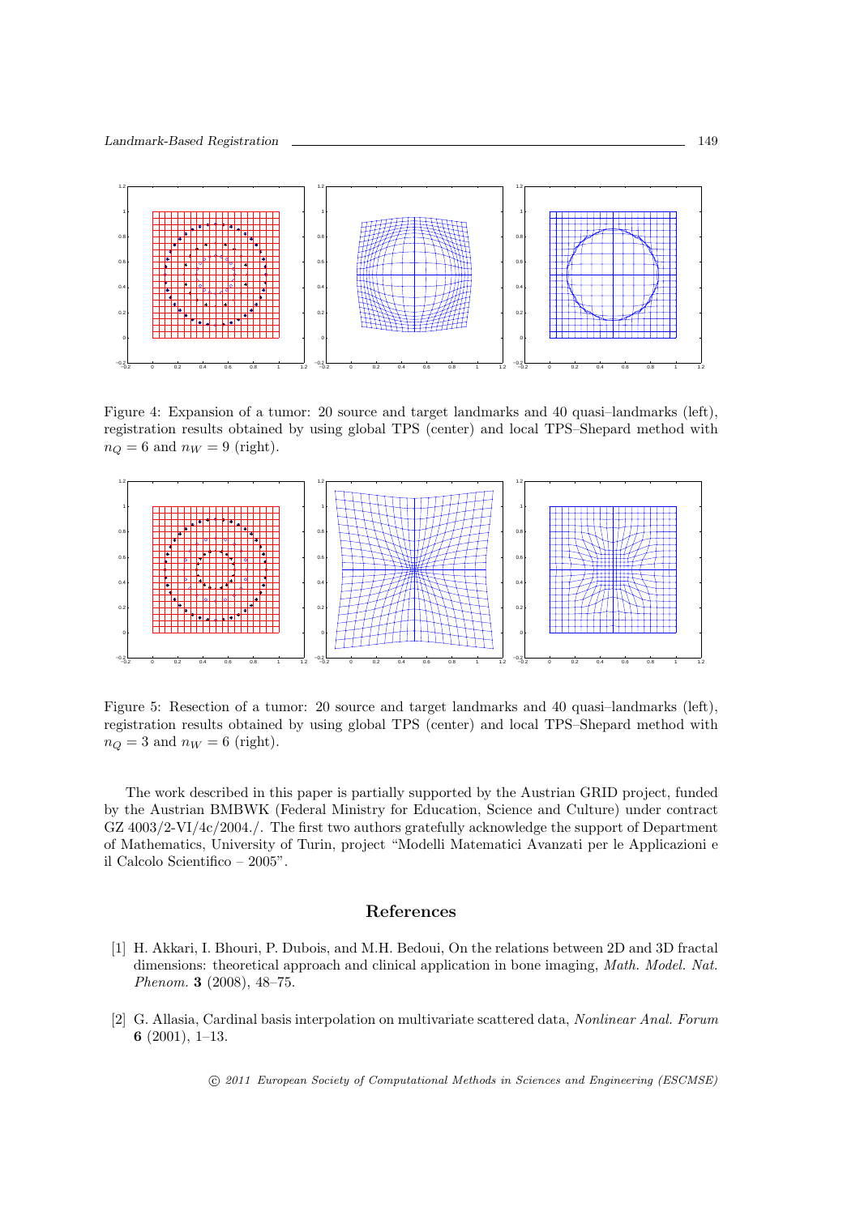Figure 4: Expansion of a tumor: 20 source and target landmarks and 40 quasi–landmarks (left), registration results obtained by using global TPS (center) and local TPS–Shepard method with $n_Q = 6$ and $n_W = 9$ (right).

Figure 5: Resection of a tumor: 20 source and target landmarks and 40 quasi–landmarks (left), registration results obtained by using global TPS (center) and local TPS–Shepard method with $n_Q = 3$ and $n_W = 6$ (right).

The work described in this paper is partially supported by the Austrian GRID project, funded by the Austrian BMBWK (Federal Ministry for Education, Science and Culture) under contract GZ 4003/2-VI/4c/2004./. The first two authors gratefully acknowledge the support of Department of Mathematics, University of Turin, project "Modelli Matematici Avanzati per le Applicazioni e il Calcolo Scientifico – 2005".

## References

[1] H. Akkari, I. Bhouri, P. Dubois, and M.H. Bedoui, On the relations between 2D and 3D fractal dimensions: theoretical approach and clinical application in bone imaging, *Math. Model. Nat. Phenom.* **3** (2008), 48–75.

[2] G. Allasia, Cardinal basis interpolation on multivariate scattered data, *Nonlinear Anal. Forum* **6** (2001), 1–13.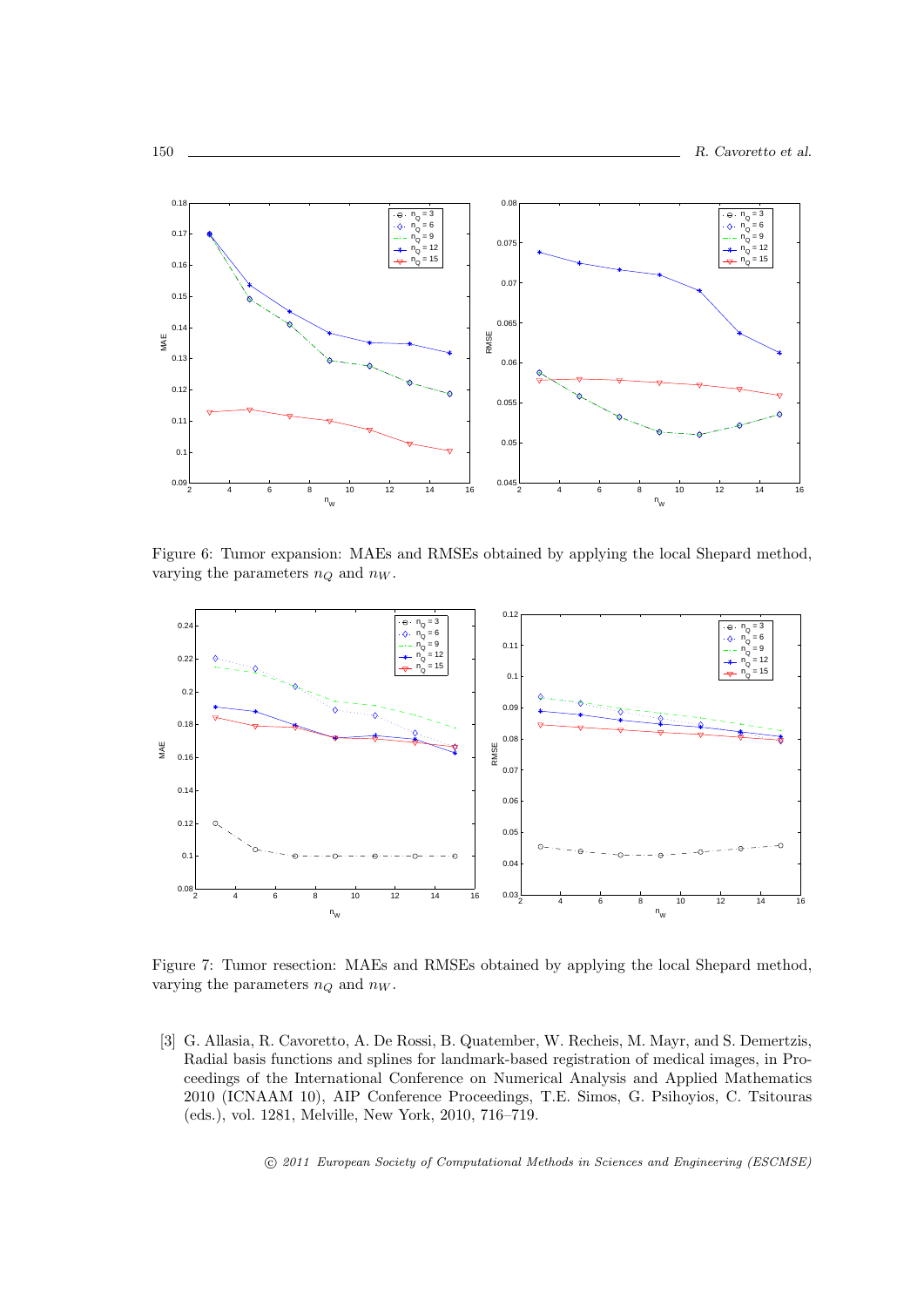Figure 6: Tumor expansion: MAEs and RMSEs obtained by applying the local Shepard method, varying the parameters $n_Q$ and $n_W$.

Figure 7: Tumor resection: MAEs and RMSEs obtained by applying the local Shepard method, varying the parameters $n_Q$ and $n_W$.

[3] G. Allasia, R. Cavoretto, A. De Rossi, B. Quatember, W. Recheis, M. Mayr, and S. Demertzis, Radial basis functions and splines for landmark-based registration of medical images, in Proceedings of the International Conference on Numerical Analysis and Applied Mathematics 2010 (ICNAAM 10), AIP Conference Proceedings, T.E. Simos, G. Psihoyios, C. Tsitouras (eds.), vol. 1281, Melville, New York, 2010, 716–719.

*© 2011 European Society of Computational Methods in Sciences and Engineering (ESCMSE)*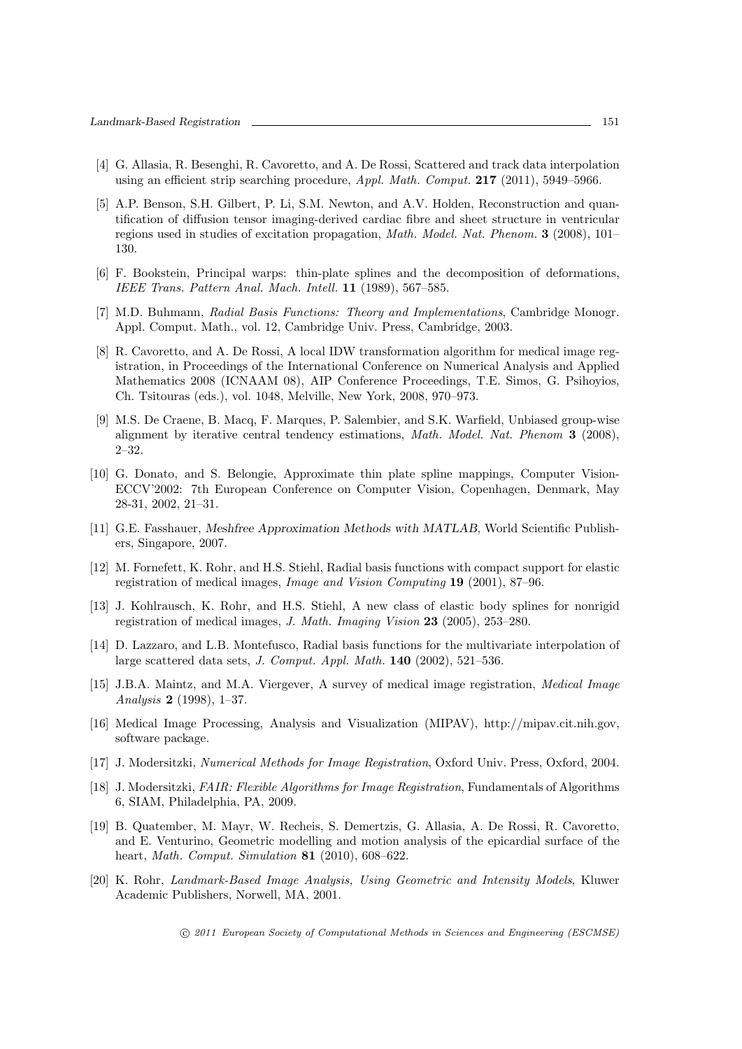[4] G. Allasia, R. Besenghi, R. Cavoretto, and A. De Rossi, Scattered and track data interpolation using an efficient strip searching procedure, *Appl. Math. Comput.* **217** (2011), 5949–5966.

[5] A.P. Benson, S.H. Gilbert, P. Li, S.M. Newton, and A.V. Holden, Reconstruction and quantification of diffusion tensor imaging-derived cardiac fibre and sheet structure in ventricular regions used in studies of excitation propagation, *Math. Model. Nat. Phenom.* **3** (2008), 101–130.

[6] F. Bookstein, Principal warps: thin-plate splines and the decomposition of deformations, *IEEE Trans. Pattern Anal. Mach. Intell.* **11** (1989), 567–585.

[7] M.D. Buhmann, *Radial Basis Functions: Theory and Implementations*, Cambridge Monogr. Appl. Comput. Math., vol. 12, Cambridge Univ. Press, Cambridge, 2003.

[8] R. Cavoretto, and A. De Rossi, A local IDW transformation algorithm for medical image registration, in Proceedings of the International Conference on Numerical Analysis and Applied Mathematics 2008 (ICNAAM 08), AIP Conference Proceedings, T.E. Simos, G. Psihoyios, Ch. Tsitouras (eds.), vol. 1048, Melville, New York, 2008, 970–973.

[9] M.S. De Craene, B. Macq, F. Marques, P. Salembier, and S.K. Warfield, Unbiased group-wise alignment by iterative central tendency estimations, *Math. Model. Nat. Phenom* **3** (2008), 2–32.

[10] G. Donato, and S. Belongie, Approximate thin plate spline mappings, Computer Vision-ECCV'2002: 7th European Conference on Computer Vision, Copenhagen, Denmark, May 28-31, 2002, 21–31.

[11] G.E. Fasshauer, *Meshfree Approximation Methods with MATLAB*, World Scientific Publishers, Singapore, 2007.

[12] M. Fornefett, K. Rohr, and H.S. Stiehl, Radial basis functions with compact support for elastic registration of medical images, *Image and Vision Computing* **19** (2001), 87–96.

[13] J. Kohlrausch, K. Rohr, and H.S. Stiehl, A new class of elastic body splines for nonrigid registration of medical images, *J. Math. Imaging Vision* **23** (2005), 253–280.

[14] D. Lazzaro, and L.B. Montefusco, Radial basis functions for the multivariate interpolation of large scattered data sets, *J. Comput. Appl. Math.* **140** (2002), 521–536.

[15] J.B.A. Maintz, and M.A. Viergever, A survey of medical image registration, *Medical Image Analysis* **2** (1998), 1–37.

[16] Medical Image Processing, Analysis and Visualization (MIPAV), http://mipav.cit.nih.gov, software package.

[17] J. Modersitzki, *Numerical Methods for Image Registration*, Oxford Univ. Press, Oxford, 2004.

[18] J. Modersitzki, *FAIR: Flexible Algorithms for Image Registration*, Fundamentals of Algorithms 6, SIAM, Philadelphia, PA, 2009.

[19] B. Quatember, M. Mayr, W. Recheis, S. Demertzis, G. Allasia, A. De Rossi, R. Cavoretto, and E. Venturino, Geometric modelling and motion analysis of the epicardial surface of the heart, *Math. Comput. Simulation* **81** (2010), 608–622.

[20] K. Rohr, *Landmark-Based Image Analysis, Using Geometric and Intensity Models*, Kluwer Academic Publishers, Norwell, MA, 2001.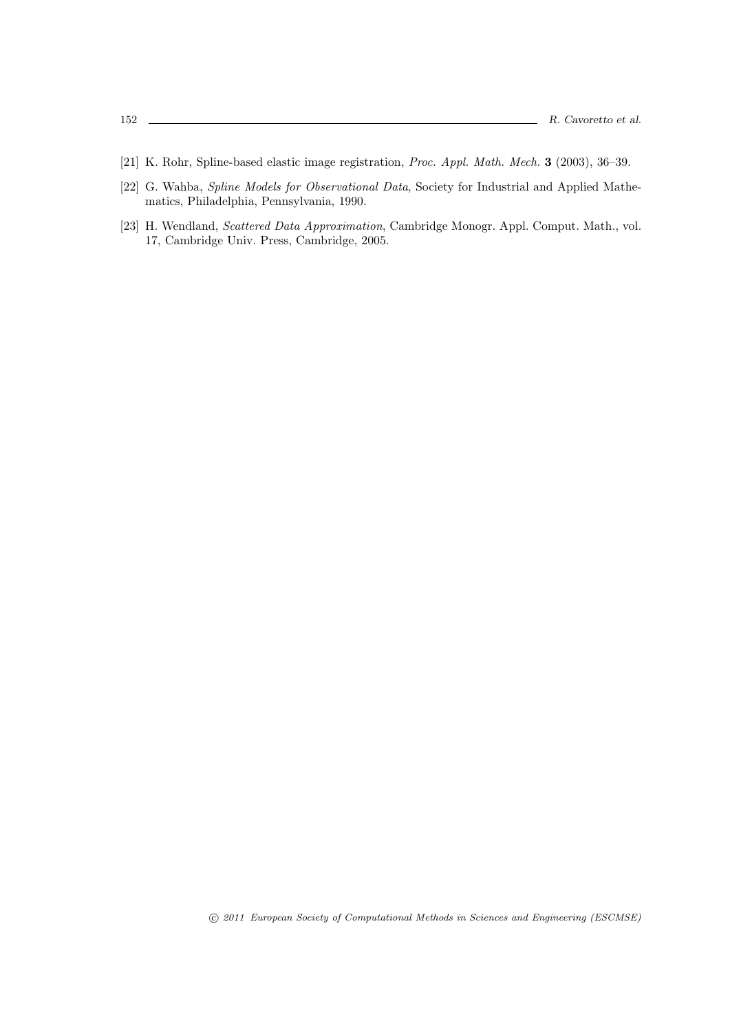[21] K. Rohr, Spline-based elastic image registration, *Proc. Appl. Math. Mech.* **3** (2003), 36–39.

[22] G. Wahba, *Spline Models for Observational Data*, Society for Industrial and Applied Mathematics, Philadelphia, Pennsylvania, 1990.

[23] H. Wendland, *Scattered Data Approximation*, Cambridge Monogr. Appl. Comput. Math., vol. 17, Cambridge Univ. Press, Cambridge, 2005.